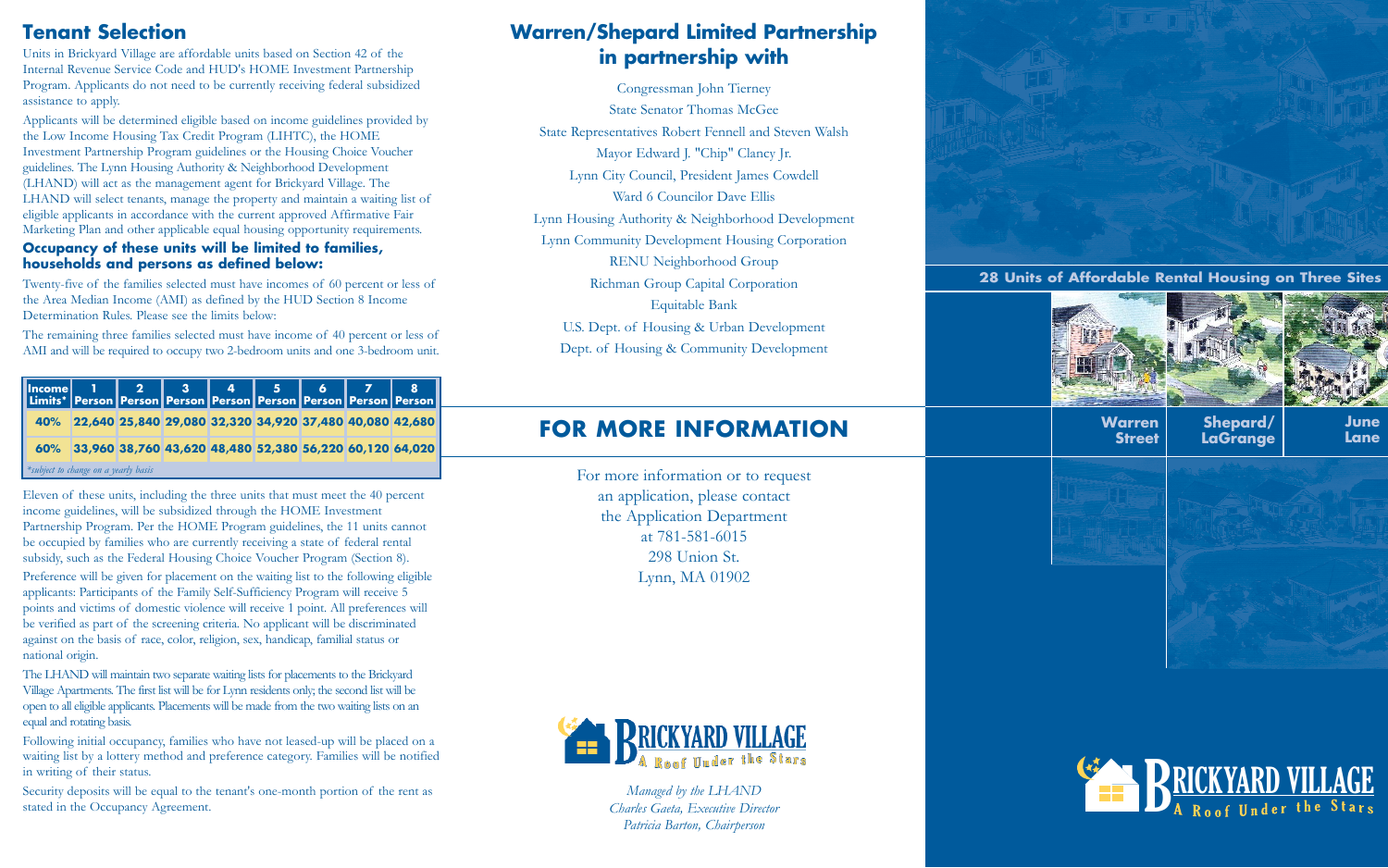## Tenant Selection

Units in Brickyard Village are affordable units based on Section 42 of the Internal Revenue Service Code and HUD's HOME Investment Partnership Program. Applicants do not need to be currently receiving federal subsidized assistance to apply.

Applicants will be determined eligible based on income guidelines provided by the Low Income Housing Tax Credit Program (LIHTC), the HOME Investment Partnership Program guidelines or the Housing Choice Voucher guidelines. The Lynn Housing Authority & Neighborhood Development (LHAND) will act as the management agent for Brickyard Village. The LHAND will select tenants, manage the property and maintain a waiting list of eligible applicants in accordance with the current approved Affirmative Fair Marketing Plan and other applicable equal housing opportunity requirements.

### Occupancy of these units will be limited to families, households and persons as defined below:

Twenty-five of the families selected must have incomes of 60 percent or less of the Area Median Income (AMI) as defined by the HUD Section 8 Income Determination Rules. Please see the limits below:

The remaining three families selected must have income of 40 percent or less of AMI and will be required to occupy two 2-bedroom units and one 3-bedroom unit.

| Income Limits* | 1 Person | 2 Person | 3 Person | 4 Person | 5 Person | 6 Person | 7 Person | 8 Person |
|---|---|---|---|---|---|---|---|---|
| 40% | 22,640 | 25,840 | 29,080 | 32,320 | 34,920 | 37,480 | 40,080 | 42,680 |
| 60% | 33,960 | 38,760 | 43,620 | 48,480 | 52,380 | 56,220 | 60,120 | 64,020 |

*subject to change on a yearly basis

Eleven of these units, including the three units that must meet the 40 percent income guidelines, will be subsidized through the HOME Investment Partnership Program. Per the HOME Program guidelines, the 11 units cannot be occupied by families who are currently receiving a state of federal rental subsidy, such as the Federal Housing Choice Voucher Program (Section 8).

Preference will be given for placement on the waiting list to the following eligible applicants: Participants of the Family Self-Sufficiency Program will receive 5 points and victims of domestic violence will receive 1 point. All preferences will be verified as part of the screening criteria. No applicant will be discriminated against on the basis of race, color, religion, sex, handicap, familial status or national origin.

The LHAND will maintain two separate waiting lists for placements to the Brickyard Village Apartments. The first list will be for Lynn residents only; the second list will be open to all eligible applicants. Placements will be made from the two waiting lists on an equal and rotating basis.

Following initial occupancy, families who have not leased-up will be placed on a waiting list by a lottery method and preference category. Families will be notified in writing of their status.

Security deposits will be equal to the tenant's one-month portion of the rent as stated in the Occupancy Agreement.

## Warren/Shepard Limited Partnership in partnership with

Congressman John Tierney
State Senator Thomas McGee
State Representatives Robert Fennell and Steven Walsh
Mayor Edward J. "Chip" Clancy Jr.
Lynn City Council, President James Cowdell
Ward 6 Councilor Dave Ellis
Lynn Housing Authority & Neighborhood Development
Lynn Community Development Housing Corporation
RENU Neighborhood Group
Richman Group Capital Corporation
Equitable Bank
U.S. Dept. of Housing & Urban Development
Dept. of Housing & Community Development

## FOR MORE INFORMATION

For more information or to request an application, please contact the Application Department at 781-581-6015
298 Union St.
Lynn, MA 01902

**Brickyard Village** — A Roof Under the Stars

*Managed by the LHAND*
*Charles Gaeta, Executive Director*
*Patricia Barton, Chairperson*

**28 Units of Affordable Rental Housing on Three Sites**

**Warren Street** | **Shepard/LaGrange** | **June Lane**

**Brickyard Village** — A Roof Under the Stars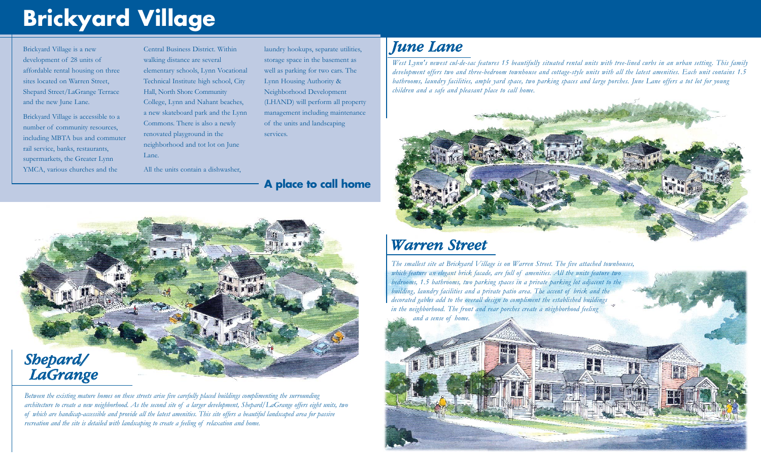# Brickyard Village

Brickyard Village is a new development of 28 units of affordable rental housing on three sites located on Warren Street, Shepard Street/LaGrange Terrace and the new June Lane.

Brickyard Village is accessible to a number of community resources, including MBTA bus and commuter rail service, banks, restaurants, supermarkets, the Greater Lynn YMCA, various churches and the Central Business District. Within walking distance are several elementary schools, Lynn Vocational Technical Institute high school, City Hall, North Shore Community College, Lynn and Nahant beaches, a new skateboard park and the Lynn Commons. There is also a newly renovated playground in the neighborhood and tot lot on June Lane.

All the units contain a dishwasher, laundry hookups, separate utilities, storage space in the basement as well as parking for two cars. The Lynn Housing Authority & Neighborhood Development (LHAND) will perform all property management including maintenance of the units and landscaping services.

**A place to call home**

## *Shepard/ LaGrange*

*Between the existing mature homes on these streets arise five carefully placed buildings complimenting the surrounding architecture to create a new neighborhood. As the second site of a larger development, Shepard/LaGrange offers eight units, two of which are handicap-accessible and provide all the latest amenities. This site offers a beautiful landscaped area for passive recreation and the site is detailed with landscaping to create a feeling of relaxation and home.*

## *June Lane*

*West Lynn's newest cul-de-sac features 15 beautifully situated rental units with tree-lined curbs in an urban setting. This family development offers two and three-bedroom townhouse and cottage-style units with all the latest amenities. Each unit contains 1.5 bathrooms, laundry facilities, ample yard space, two parking spaces and large porches. June Lane offers a tot lot for young children and a safe and pleasant place to call home.*

## *Warren Street*

*The smallest site at Brickyard Village is on Warren Street. The five attached townhouses, which feature an elegant brick facade, are full of amenities. All the units feature two bedrooms, 1.5 bathrooms, two parking spaces in a private parking lot adjacent to the building, laundry facilities and a private patio area. The accent of brick and the decorated gables add to the overall design to compliment the established buildings in the neighborhood. The front and rear porches create a neighborhood feeling and a sense of home.*